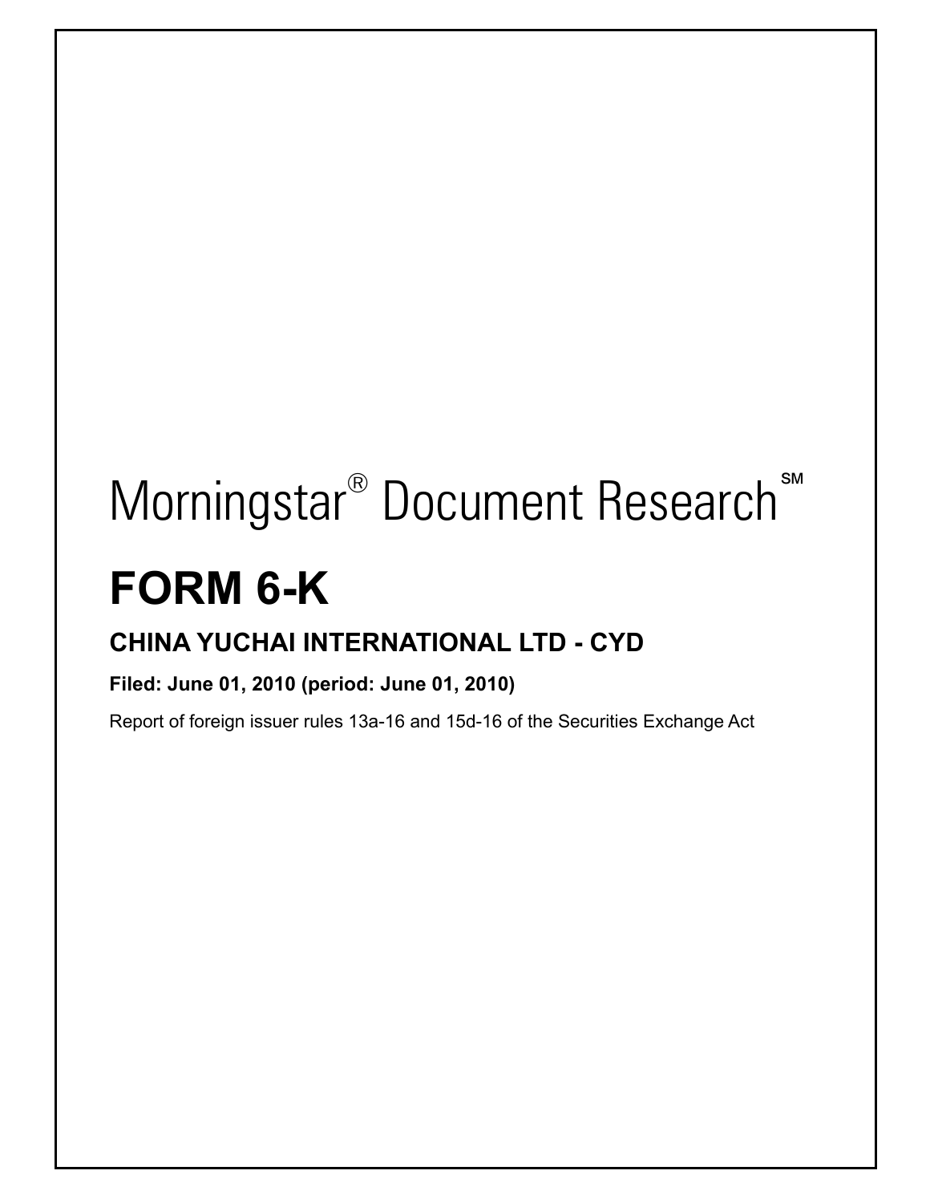Morningstar® Document Research℠

# FORM 6-K

## CHINA YUCHAI INTERNATIONAL LTD - CYD

**Filed: June 01, 2010 (period: June 01, 2010)**

Report of foreign issuer rules 13a-16 and 15d-16 of the Securities Exchange Act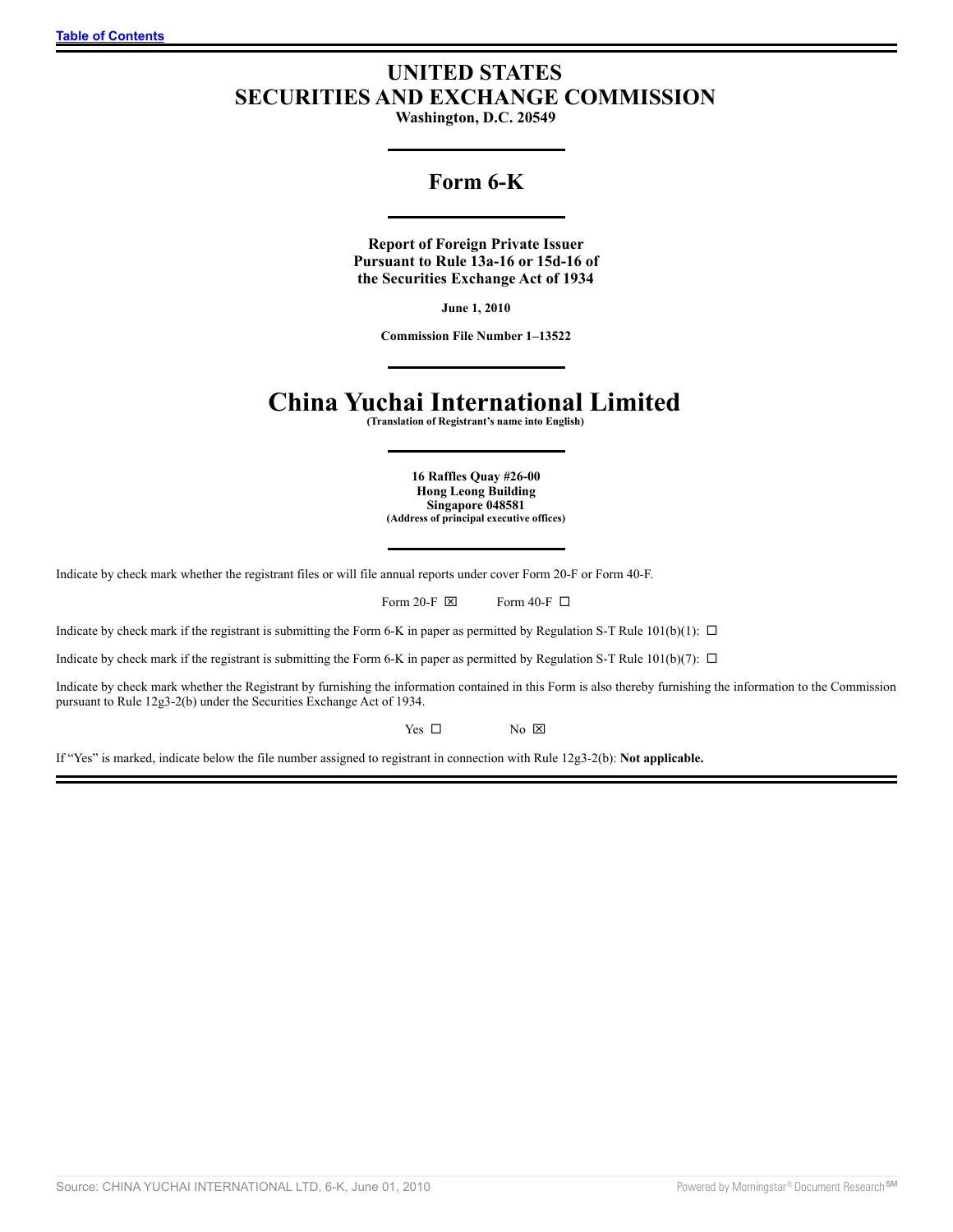# UNITED STATES
# SECURITIES AND EXCHANGE COMMISSION

**Washington, D.C. 20549**

## Form 6-K

**Report of Foreign Private Issuer**
**Pursuant to Rule 13a-16 or 15d-16 of**
**the Securities Exchange Act of 1934**

**June 1, 2010**

**Commission File Number 1–13522**

# China Yuchai International Limited

**(Translation of Registrant's name into English)**

**16 Raffles Quay #26-00**
**Hong Leong Building**
**Singapore 048581**
**(Address of principal executive offices)**

Indicate by check mark whether the registrant files or will file annual reports under cover Form 20-F or Form 40-F.

Form 20-F ☒ Form 40-F ☐

Indicate by check mark if the registrant is submitting the Form 6-K in paper as permitted by Regulation S-T Rule 101(b)(1): ☐

Indicate by check mark if the registrant is submitting the Form 6-K in paper as permitted by Regulation S-T Rule 101(b)(7): ☐

Indicate by check mark whether the Registrant by furnishing the information contained in this Form is also thereby furnishing the information to the Commission pursuant to Rule 12g3-2(b) under the Securities Exchange Act of 1934.

Yes ☐ No ☒

If "Yes" is marked, indicate below the file number assigned to registrant in connection with Rule 12g3-2(b): **Not applicable.**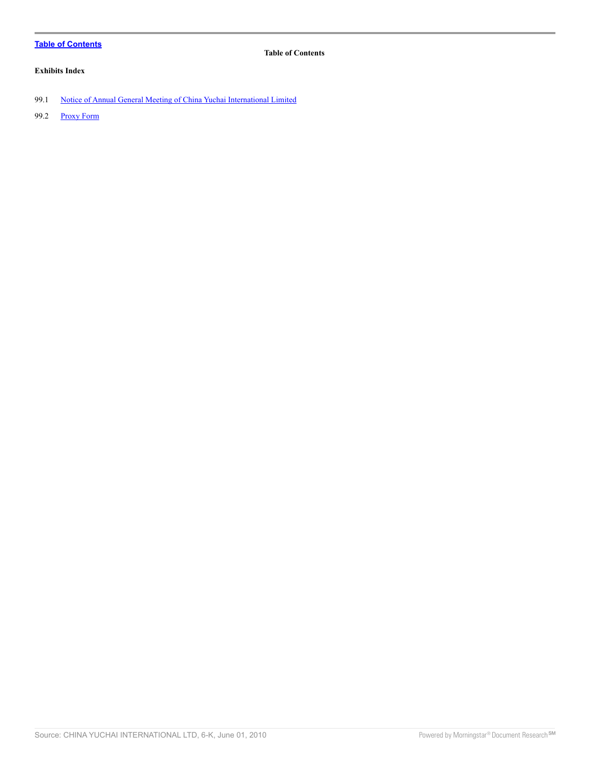Table of Contents

**Exhibits Index**

99.1 Notice of Annual General Meeting of China Yuchai International Limited

99.2 Proxy Form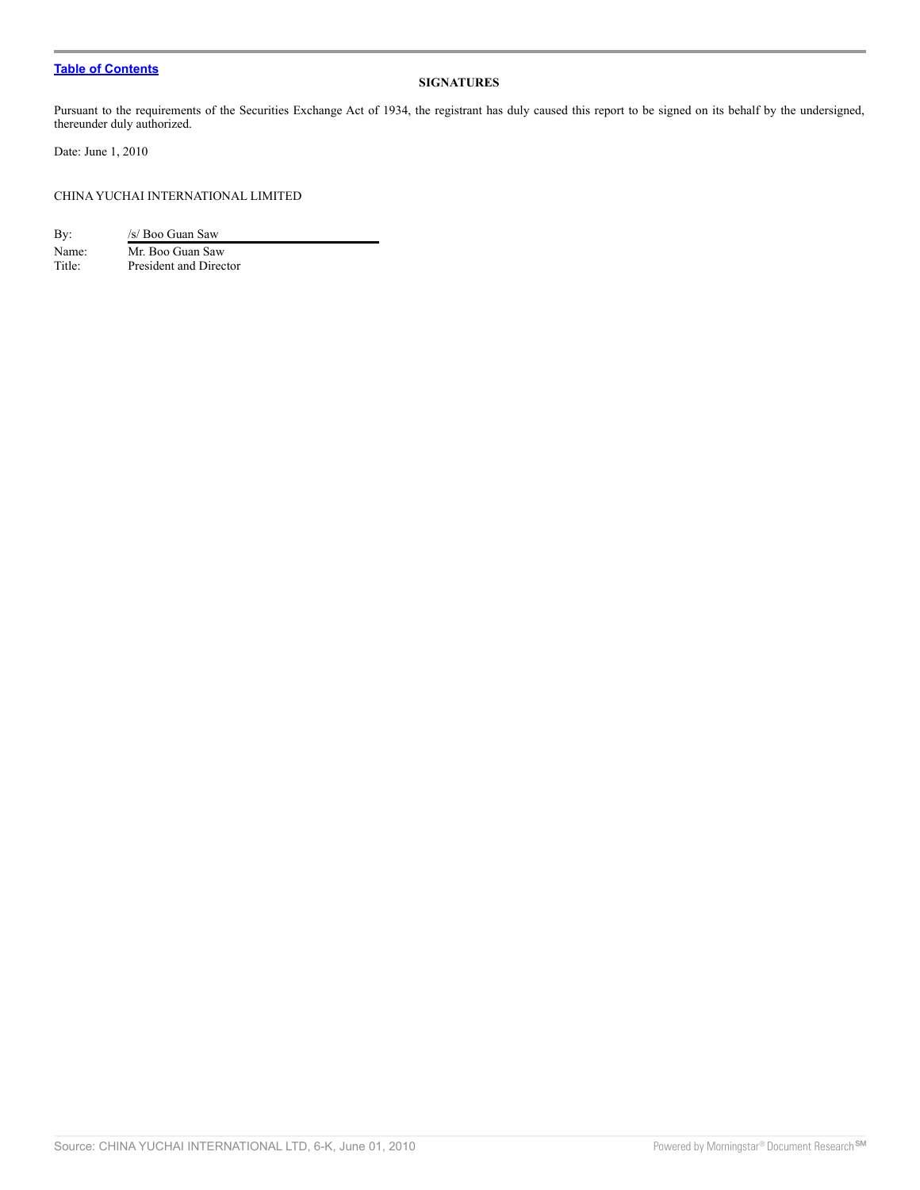### SIGNATURES

Pursuant to the requirements of the Securities Exchange Act of 1934, the registrant has duly caused this report to be signed on its behalf by the undersigned, thereunder duly authorized.

Date: June 1, 2010

CHINA YUCHAI INTERNATIONAL LIMITED

| | |
|---|---|
| By: | /s/ Boo Guan Saw |
| Name: | Mr. Boo Guan Saw |
| Title: | President and Director |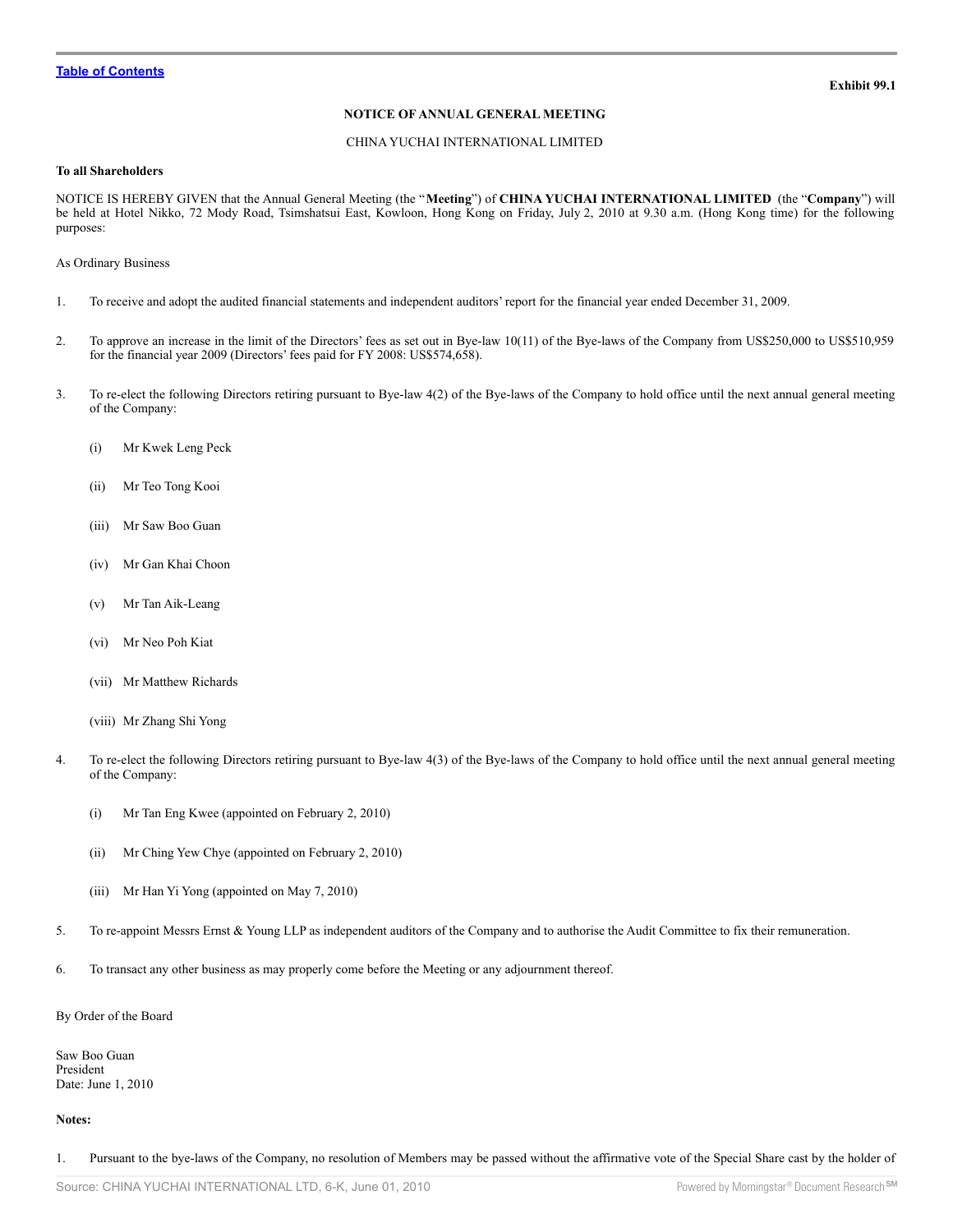Exhibit 99.1

**NOTICE OF ANNUAL GENERAL MEETING**

CHINA YUCHAI INTERNATIONAL LIMITED

**To all Shareholders**

NOTICE IS HEREBY GIVEN that the Annual General Meeting (the "**Meeting**") of **CHINA YUCHAI INTERNATIONAL LIMITED** (the "**Company**") will be held at Hotel Nikko, 72 Mody Road, Tsimshatsui East, Kowloon, Hong Kong on Friday, July 2, 2010 at 9.30 a.m. (Hong Kong time) for the following purposes:

As Ordinary Business

1. To receive and adopt the audited financial statements and independent auditors' report for the financial year ended December 31, 2009.

2. To approve an increase in the limit of the Directors' fees as set out in Bye-law 10(11) of the Bye-laws of the Company from US$250,000 to US$510,959 for the financial year 2009 (Directors' fees paid for FY 2008: US$574,658).

3. To re-elect the following Directors retiring pursuant to Bye-law 4(2) of the Bye-laws of the Company to hold office until the next annual general meeting of the Company:

   (i) Mr Kwek Leng Peck

   (ii) Mr Teo Tong Kooi

   (iii) Mr Saw Boo Guan

   (iv) Mr Gan Khai Choon

   (v) Mr Tan Aik-Leang

   (vi) Mr Neo Poh Kiat

   (vii) Mr Matthew Richards

   (viii) Mr Zhang Shi Yong

4. To re-elect the following Directors retiring pursuant to Bye-law 4(3) of the Bye-laws of the Company to hold office until the next annual general meeting of the Company:

   (i) Mr Tan Eng Kwee (appointed on February 2, 2010)

   (ii) Mr Ching Yew Chye (appointed on February 2, 2010)

   (iii) Mr Han Yi Yong (appointed on May 7, 2010)

5. To re-appoint Messrs Ernst & Young LLP as independent auditors of the Company and to authorise the Audit Committee to fix their remuneration.

6. To transact any other business as may properly come before the Meeting or any adjournment thereof.

By Order of the Board

Saw Boo Guan
President
Date: June 1, 2010

**Notes:**

1. Pursuant to the bye-laws of the Company, no resolution of Members may be passed without the affirmative vote of the Special Share cast by the holder of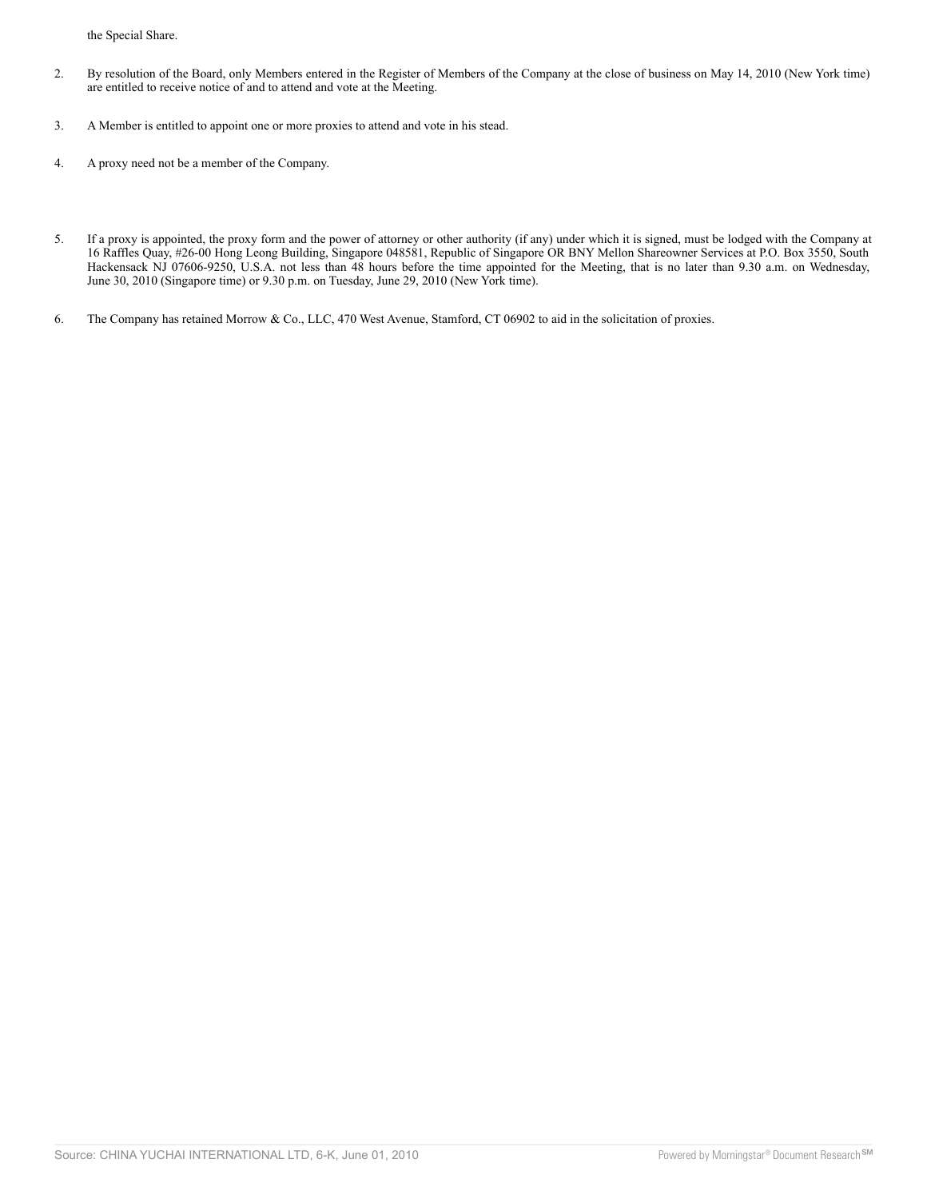the Special Share.

2. By resolution of the Board, only Members entered in the Register of Members of the Company at the close of business on May 14, 2010 (New York time) are entitled to receive notice of and to attend and vote at the Meeting.

3. A Member is entitled to appoint one or more proxies to attend and vote in his stead.

4. A proxy need not be a member of the Company.

5. If a proxy is appointed, the proxy form and the power of attorney or other authority (if any) under which it is signed, must be lodged with the Company at 16 Raffles Quay, #26-00 Hong Leong Building, Singapore 048581, Republic of Singapore OR BNY Mellon Shareowner Services at P.O. Box 3550, South Hackensack NJ 07606-9250, U.S.A. not less than 48 hours before the time appointed for the Meeting, that is no later than 9.30 a.m. on Wednesday, June 30, 2010 (Singapore time) or 9.30 p.m. on Tuesday, June 29, 2010 (New York time).

6. The Company has retained Morrow & Co., LLC, 470 West Avenue, Stamford, CT 06902 to aid in the solicitation of proxies.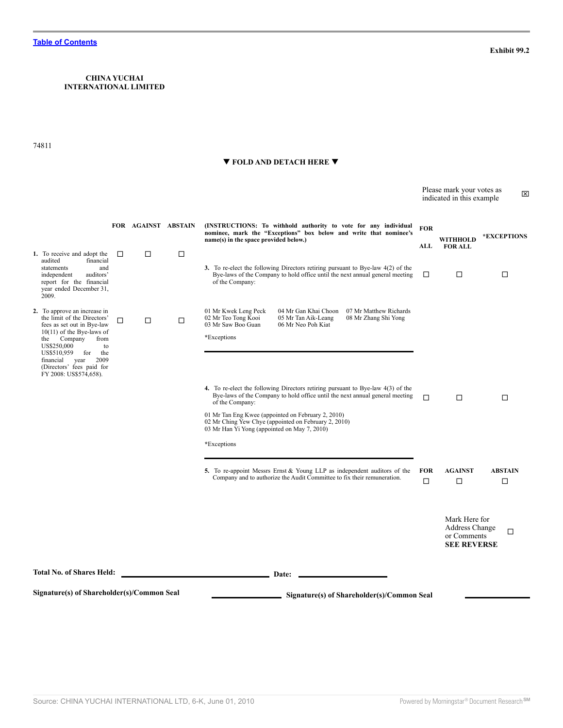Exhibit 99.2

**CHINA YUCHAI INTERNATIONAL LIMITED**

74811

**▼ FOLD AND DETACH HERE ▼**

Please mark your votes as indicated in this example ☒

| | FOR | AGAINST | ABSTAIN |
|---|---|---|---|
| 1. To receive and adopt the audited financial statements and independent auditors' report for the financial year ended December 31, 2009. | ☐ | ☐ | ☐ |
| 2. To approve an increase in the limit of the Directors' fees as set out in Bye-law 10(11) of the Bye-laws of the Company from US$250,000 to US$510,959 for the financial year 2009 (Directors' fees paid for FY 2008: US$574,658). | ☐ | ☐ | ☐ |

**(INSTRUCTIONS: To withhold authority to vote for any individual nominee, mark the "Exceptions" box below and write that nominee's name(s) in the space provided below.)**

| | FOR ALL | WITHHOLD FOR ALL | *EXCEPTIONS |
|---|---|---|---|
| 3. To re-elect the following Directors retiring pursuant to Bye-law 4(2) of the Bye-laws of the Company to hold office until the next annual general meeting of the Company: | ☐ | ☐ | ☐ |

01 Mr Kwek Leng Peck
02 Mr Teo Tong Kooi
03 Mr Saw Boo Guan
04 Mr Gan Khai Choon
05 Mr Tan Aik-Leang
06 Mr Neo Poh Kiat
07 Mr Matthew Richards
08 Mr Zhang Shi Yong

*Exceptions ____________________

| | FOR ALL | WITHHOLD FOR ALL | *EXCEPTIONS |
|---|---|---|---|
| 4. To re-elect the following Directors retiring pursuant to Bye-law 4(3) of the Bye-laws of the Company to hold office until the next annual general meeting of the Company: | ☐ | ☐ | ☐ |

01 Mr Tan Eng Kwee (appointed on February 2, 2010)
02 Mr Ching Yew Chye (appointed on February 2, 2010)
03 Mr Han Yi Yong (appointed on May 7, 2010)

*Exceptions ____________________

| | FOR | AGAINST | ABSTAIN |
|---|---|---|---|
| 5. To re-appoint Messrs Ernst & Young LLP as independent auditors of the Company and to authorize the Audit Committee to fix their remuneration. | ☐ | ☐ | ☐ |

Mark Here for Address Change or Comments **SEE REVERSE** ☐

**Total No. of Shares Held:** ____________________ **Date:** ____________________

**Signature(s) of Shareholder(s)/Common Seal** ____________________ **Signature(s) of Shareholder(s)/Common Seal** ____________________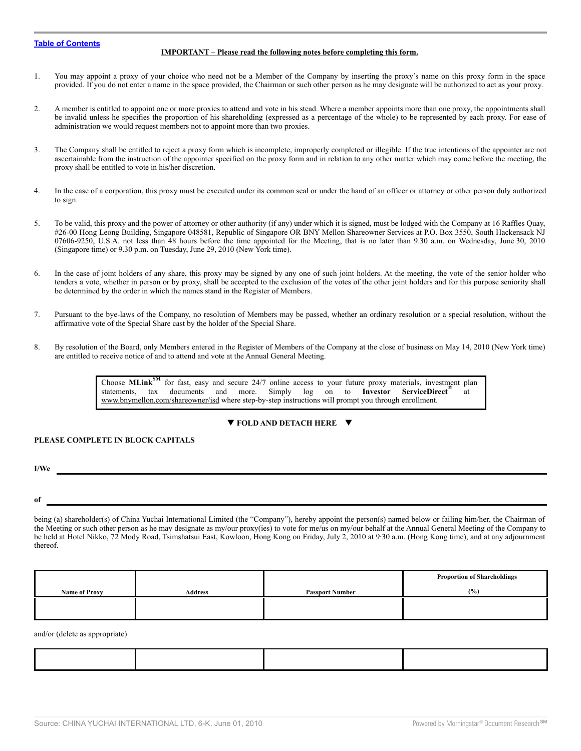**IMPORTANT – Please read the following notes before completing this form.**

1. You may appoint a proxy of your choice who need not be a Member of the Company by inserting the proxy's name on this proxy form in the space provided. If you do not enter a name in the space provided, the Chairman or such other person as he may designate will be authorized to act as your proxy.

2. A member is entitled to appoint one or more proxies to attend and vote in his stead. Where a member appoints more than one proxy, the appointments shall be invalid unless he specifies the proportion of his shareholding (expressed as a percentage of the whole) to be represented by each proxy. For ease of administration we would request members not to appoint more than two proxies.

3. The Company shall be entitled to reject a proxy form which is incomplete, improperly completed or illegible. If the true intentions of the appointer are not ascertainable from the instruction of the appointer specified on the proxy form and in relation to any other matter which may come before the meeting, the proxy shall be entitled to vote in his/her discretion.

4. In the case of a corporation, this proxy must be executed under its common seal or under the hand of an officer or attorney or other person duly authorized to sign.

5. To be valid, this proxy and the power of attorney or other authority (if any) under which it is signed, must be lodged with the Company at 16 Raffles Quay, #26-00 Hong Leong Building, Singapore 048581, Republic of Singapore OR BNY Mellon Shareowner Services at P.O. Box 3550, South Hackensack NJ 07606-9250, U.S.A. not less than 48 hours before the time appointed for the Meeting, that is no later than 9.30 a.m. on Wednesday, June 30, 2010 (Singapore time) or 9.30 p.m. on Tuesday, June 29, 2010 (New York time).

6. In the case of joint holders of any share, this proxy may be signed by any one of such joint holders. At the meeting, the vote of the senior holder who tenders a vote, whether in person or by proxy, shall be accepted to the exclusion of the votes of the other joint holders and for this purpose seniority shall be determined by the order in which the names stand in the Register of Members.

7. Pursuant to the bye-laws of the Company, no resolution of Members may be passed, whether an ordinary resolution or a special resolution, without the affirmative vote of the Special Share cast by the holder of the Special Share.

8. By resolution of the Board, only Members entered in the Register of Members of the Company at the close of business on May 14, 2010 (New York time) are entitled to receive notice of and to attend and vote at the Annual General Meeting.

> Choose **MLink**SM for fast, easy and secure 24/7 online access to your future proxy materials, investment plan statements, tax documents and more. Simply log on to **Investor ServiceDirect**® at www.bnymellon.com/shareowner/isd where step-by-step instructions will prompt you through enrollment.

▼ **FOLD AND DETACH HERE** ▼

**PLEASE COMPLETE IN BLOCK CAPITALS**

**I/We** ______________________________________________________________

**of** ______________________________________________________________

being (a) shareholder(s) of China Yuchai International Limited (the "Company"), hereby appoint the person(s) named below or failing him/her, the Chairman of the Meeting or such other person as he may designate as my/our proxy(ies) to vote for me/us on my/our behalf at the Annual General Meeting of the Company to be held at Hotel Nikko, 72 Mody Road, Tsimshatsui East, Kowloon, Hong Kong on Friday, July 2, 2010 at 9·30 a.m. (Hong Kong time), and at any adjournment thereof.

| Name of Proxy | Address | Passport Number | Proportion of Shareholdings (%) |
|---|---|---|---|
| | | | |

and/or (delete as appropriate)

| | | | |
|---|---|---|---|
| | | | |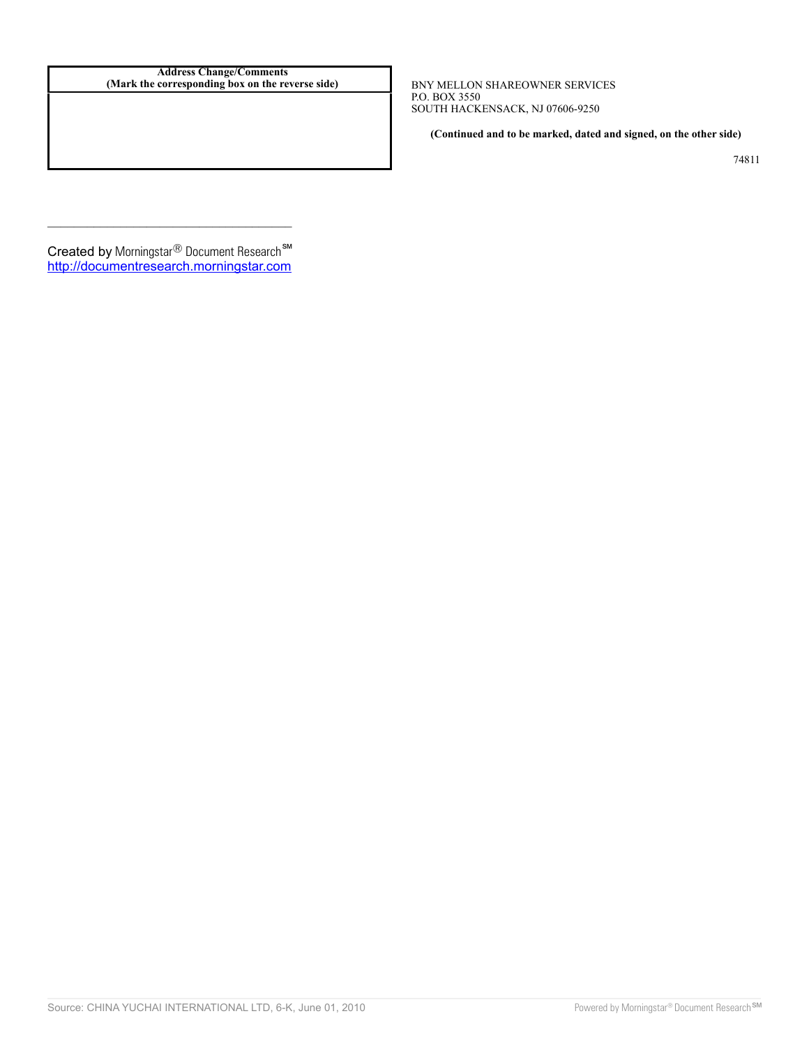| **Address Change/Comments (Mark the corresponding box on the reverse side)** |
| --- |
| |

BNY MELLON SHAREOWNER SERVICES
P.O. BOX 3550
SOUTH HACKENSACK, NJ 07606-9250

**(Continued and to be marked, dated and signed, on the other side)**

74811